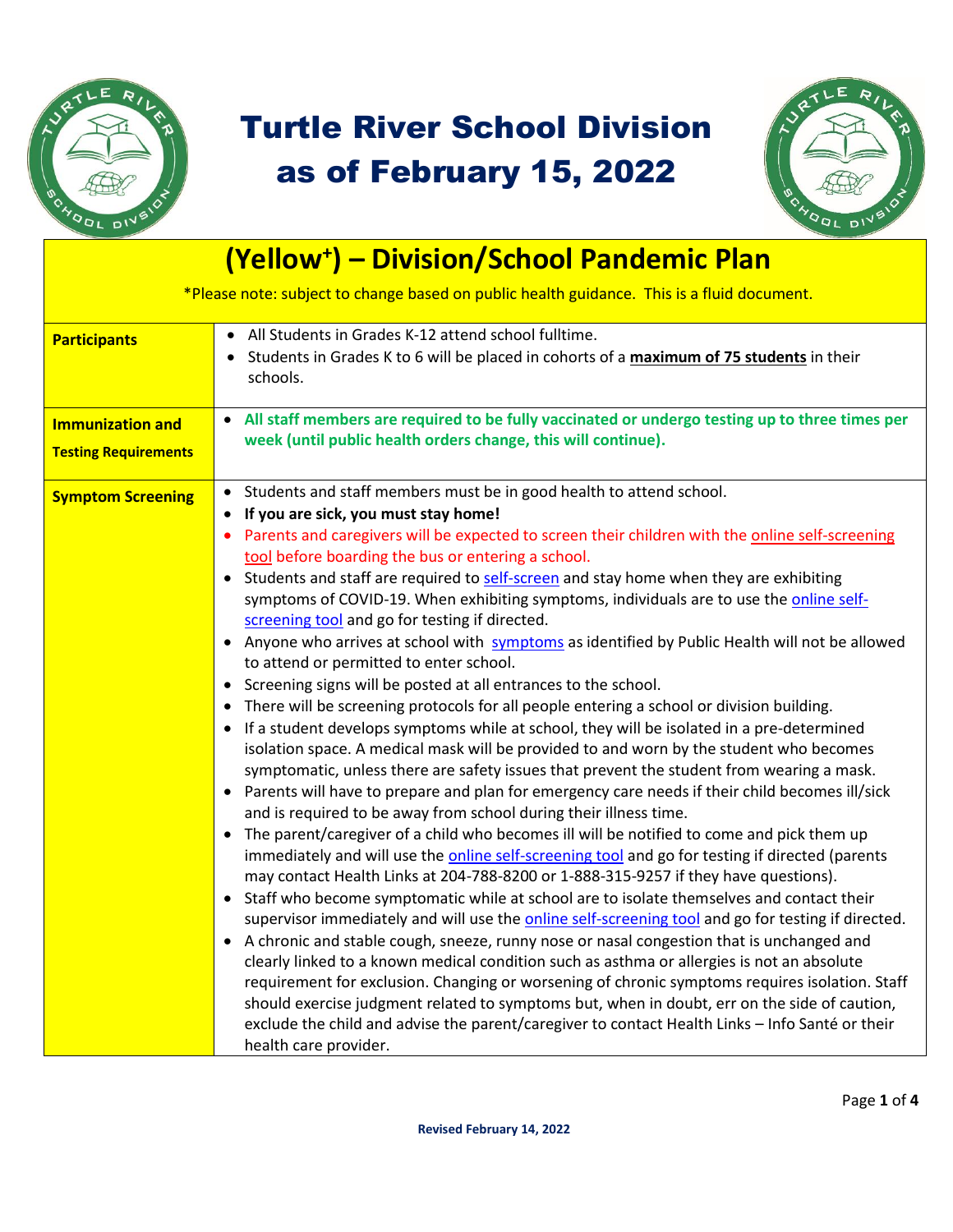# Turtle River School Division as of February 15, 2022

## (Yellow⁺) – Division/School Pandemic Plan

*Please note: subject to change based on public health guidance. This is a fluid document.

| | |
|---|---|
| **Participants** | • All Students in Grades K-12 attend school fulltime.<br>• Students in Grades K to 6 will be placed in cohorts of a **maximum of 75 students** in their schools. |
| **Immunization and Testing Requirements** | • **All staff members are required to be fully vaccinated or undergo testing up to three times per week (until public health orders change, this will continue).** |
| **Symptom Screening** | • Students and staff members must be in good health to attend school.<br>• **If you are sick, you must stay home!**<br>• Parents and caregivers will be expected to screen their children with the online self-screening tool before boarding the bus or entering a school.<br>• Students and staff are required to self-screen and stay home when they are exhibiting symptoms of COVID-19. When exhibiting symptoms, individuals are to use the online self-screening tool and go for testing if directed.<br>• Anyone who arrives at school with symptoms as identified by Public Health will not be allowed to attend or permitted to enter school.<br>• Screening signs will be posted at all entrances to the school.<br>• There will be screening protocols for all people entering a school or division building.<br>• If a student develops symptoms while at school, they will be isolated in a pre-determined isolation space. A medical mask will be provided to and worn by the student who becomes symptomatic, unless there are safety issues that prevent the student from wearing a mask.<br>• Parents will have to prepare and plan for emergency care needs if their child becomes ill/sick and is required to be away from school during their illness time.<br>• The parent/caregiver of a child who becomes ill will be notified to come and pick them up immediately and will use the online self-screening tool and go for testing if directed (parents may contact Health Links at 204-788-8200 or 1-888-315-9257 if they have questions).<br>• Staff who become symptomatic while at school are to isolate themselves and contact their supervisor immediately and will use the online self-screening tool and go for testing if directed.<br>• A chronic and stable cough, sneeze, runny nose or nasal congestion that is unchanged and clearly linked to a known medical condition such as asthma or allergies is not an absolute requirement for exclusion. Changing or worsening of chronic symptoms requires isolation. Staff should exercise judgment related to symptoms but, when in doubt, err on the side of caution, exclude the child and advise the parent/caregiver to contact Health Links – Info Santé or their health care provider. |

**Revised February 14, 2022**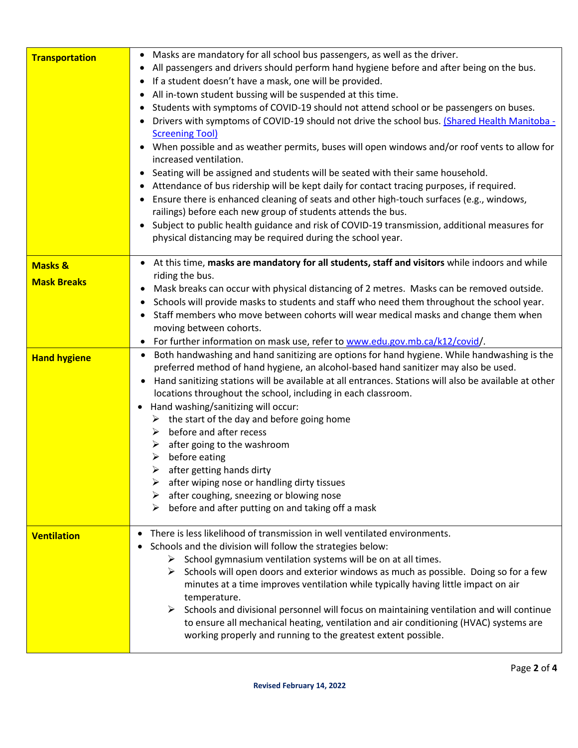| | |
|---|---|
| **Transportation** | • Masks are mandatory for all school bus passengers, as well as the driver.<br>• All passengers and drivers should perform hand hygiene before and after being on the bus.<br>• If a student doesn't have a mask, one will be provided.<br>• All in-town student bussing will be suspended at this time.<br>• Students with symptoms of COVID-19 should not attend school or be passengers on buses.<br>• Drivers with symptoms of COVID-19 should not drive the school bus. [(Shared Health Manitoba - Screening Tool)]()<br>• When possible and as weather permits, buses will open windows and/or roof vents to allow for increased ventilation.<br>• Seating will be assigned and students will be seated with their same household.<br>• Attendance of bus ridership will be kept daily for contact tracing purposes, if required.<br>• Ensure there is enhanced cleaning of seats and other high-touch surfaces (e.g., windows, railings) before each new group of students attends the bus.<br>• Subject to public health guidance and risk of COVID-19 transmission, additional measures for physical distancing may be required during the school year. |
| **Masks & Mask Breaks** | • At this time, **masks are mandatory for all students, staff and visitors** while indoors and while riding the bus.<br>• Mask breaks can occur with physical distancing of 2 metres. Masks can be removed outside.<br>• Schools will provide masks to students and staff who need them throughout the school year.<br>• Staff members who move between cohorts will wear medical masks and change them when moving between cohorts.<br>• For further information on mask use, refer to [www.edu.gov.mb.ca/k12/covid](www.edu.gov.mb.ca/k12/covid)/. |
| **Hand hygiene** | • Both handwashing and hand sanitizing are options for hand hygiene. While handwashing is the preferred method of hand hygiene, an alcohol-based hand sanitizer may also be used.<br>• Hand sanitizing stations will be available at all entrances. Stations will also be available at other locations throughout the school, including in each classroom.<br>• Hand washing/sanitizing will occur:<br>➢ the start of the day and before going home<br>➢ before and after recess<br>➢ after going to the washroom<br>➢ before eating<br>➢ after getting hands dirty<br>➢ after wiping nose or handling dirty tissues<br>➢ after coughing, sneezing or blowing nose<br>➢ before and after putting on and taking off a mask |
| **Ventilation** | • There is less likelihood of transmission in well ventilated environments.<br>• Schools and the division will follow the strategies below:<br>➢ School gymnasium ventilation systems will be on at all times.<br>➢ Schools will open doors and exterior windows as much as possible. Doing so for a few minutes at a time improves ventilation while typically having little impact on air temperature.<br>➢ Schools and divisional personnel will focus on maintaining ventilation and will continue to ensure all mechanical heating, ventilation and air conditioning (HVAC) systems are working properly and running to the greatest extent possible. |

**Revised February 14, 2022**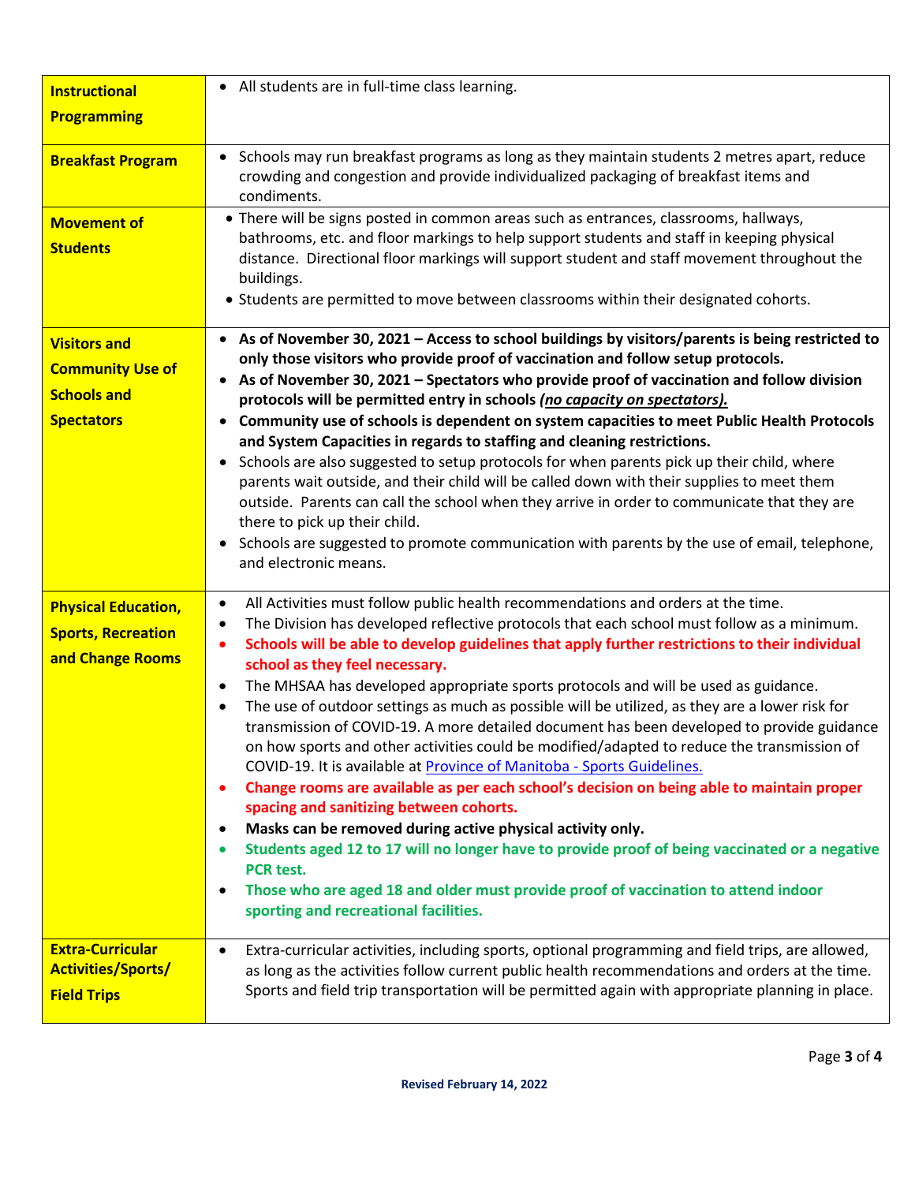| | |
|---|---|
| **Instructional Programming** | • All students are in full-time class learning. |
| **Breakfast Program** | • Schools may run breakfast programs as long as they maintain students 2 metres apart, reduce crowding and congestion and provide individualized packaging of breakfast items and condiments. |
| **Movement of Students** | • There will be signs posted in common areas such as entrances, classrooms, hallways, bathrooms, etc. and floor markings to help support students and staff in keeping physical distance. Directional floor markings will support student and staff movement throughout the buildings.<br>• Students are permitted to move between classrooms within their designated cohorts. |
| **Visitors and Community Use of Schools and Spectators** | • **As of November 30, 2021 – Access to school buildings by visitors/parents is being restricted to only those visitors who provide proof of vaccination and follow setup protocols.**<br>• **As of November 30, 2021 – Spectators who provide proof of vaccination and follow division protocols will be permitted entry in schools *(no capacity on spectators).***<br>• **Community use of schools is dependent on system capacities to meet Public Health Protocols and System Capacities in regards to staffing and cleaning restrictions.**<br>• Schools are also suggested to setup protocols for when parents pick up their child, where parents wait outside, and their child will be called down with their supplies to meet them outside. Parents can call the school when they arrive in order to communicate that they are there to pick up their child.<br>• Schools are suggested to promote communication with parents by the use of email, telephone, and electronic means. |
| **Physical Education, Sports, Recreation and Change Rooms** | • All Activities must follow public health recommendations and orders at the time.<br>• The Division has developed reflective protocols that each school must follow as a minimum.<br>• **Schools will be able to develop guidelines that apply further restrictions to their individual school as they feel necessary.**<br>• The MHSAA has developed appropriate sports protocols and will be used as guidance.<br>• The use of outdoor settings as much as possible will be utilized, as they are a lower risk for transmission of COVID-19. A more detailed document has been developed to provide guidance on how sports and other activities could be modified/adapted to reduce the transmission of COVID-19. It is available at Province of Manitoba - Sports Guidelines.<br>• **Change rooms are available as per each school's decision on being able to maintain proper spacing and sanitizing between cohorts.**<br>• **Masks can be removed during active physical activity only.**<br>• **Students aged 12 to 17 will no longer have to provide proof of being vaccinated or a negative PCR test.**<br>• **Those who are aged 18 and older must provide proof of vaccination to attend indoor sporting and recreational facilities.** |
| **Extra-Curricular Activities/Sports/ Field Trips** | • Extra-curricular activities, including sports, optional programming and field trips, are allowed, as long as the activities follow current public health recommendations and orders at the time. Sports and field trip transportation will be permitted again with appropriate planning in place. |

**Revised February 14, 2022**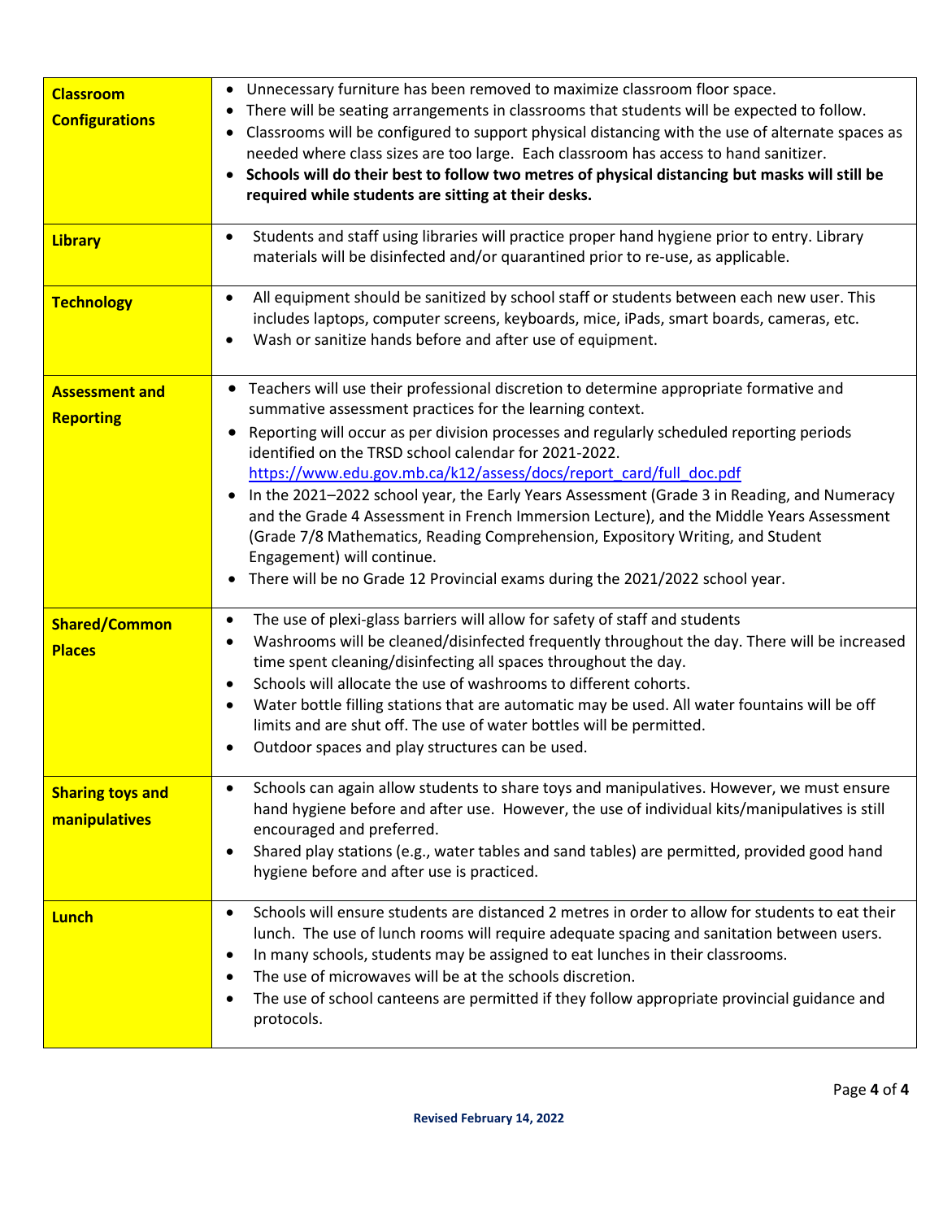| | |
|---|---|
| **Classroom Configurations** | • Unnecessary furniture has been removed to maximize classroom floor space.<br>• There will be seating arrangements in classrooms that students will be expected to follow.<br>• Classrooms will be configured to support physical distancing with the use of alternate spaces as needed where class sizes are too large. Each classroom has access to hand sanitizer.<br>• **Schools will do their best to follow two metres of physical distancing but masks will still be required while students are sitting at their desks.** |
| **Library** | • Students and staff using libraries will practice proper hand hygiene prior to entry. Library materials will be disinfected and/or quarantined prior to re-use, as applicable. |
| **Technology** | • All equipment should be sanitized by school staff or students between each new user. This includes laptops, computer screens, keyboards, mice, iPads, smart boards, cameras, etc.<br>• Wash or sanitize hands before and after use of equipment. |
| **Assessment and Reporting** | • Teachers will use their professional discretion to determine appropriate formative and summative assessment practices for the learning context.<br>• Reporting will occur as per division processes and regularly scheduled reporting periods identified on the TRSD school calendar for 2021-2022. https://www.edu.gov.mb.ca/k12/assess/docs/report_card/full_doc.pdf<br>• In the 2021–2022 school year, the Early Years Assessment (Grade 3 in Reading, and Numeracy and the Grade 4 Assessment in French Immersion Lecture), and the Middle Years Assessment (Grade 7/8 Mathematics, Reading Comprehension, Expository Writing, and Student Engagement) will continue.<br>• There will be no Grade 12 Provincial exams during the 2021/2022 school year. |
| **Shared/Common Places** | • The use of plexi-glass barriers will allow for safety of staff and students<br>• Washrooms will be cleaned/disinfected frequently throughout the day. There will be increased time spent cleaning/disinfecting all spaces throughout the day.<br>• Schools will allocate the use of washrooms to different cohorts.<br>• Water bottle filling stations that are automatic may be used. All water fountains will be off limits and are shut off. The use of water bottles will be permitted.<br>• Outdoor spaces and play structures can be used. |
| **Sharing toys and manipulatives** | • Schools can again allow students to share toys and manipulatives. However, we must ensure hand hygiene before and after use. However, the use of individual kits/manipulatives is still encouraged and preferred.<br>• Shared play stations (e.g., water tables and sand tables) are permitted, provided good hand hygiene before and after use is practiced. |
| **Lunch** | • Schools will ensure students are distanced 2 metres in order to allow for students to eat their lunch. The use of lunch rooms will require adequate spacing and sanitation between users.<br>• In many schools, students may be assigned to eat lunches in their classrooms.<br>• The use of microwaves will be at the schools discretion.<br>• The use of school canteens are permitted if they follow appropriate provincial guidance and protocols. |

**Revised February 14, 2022**